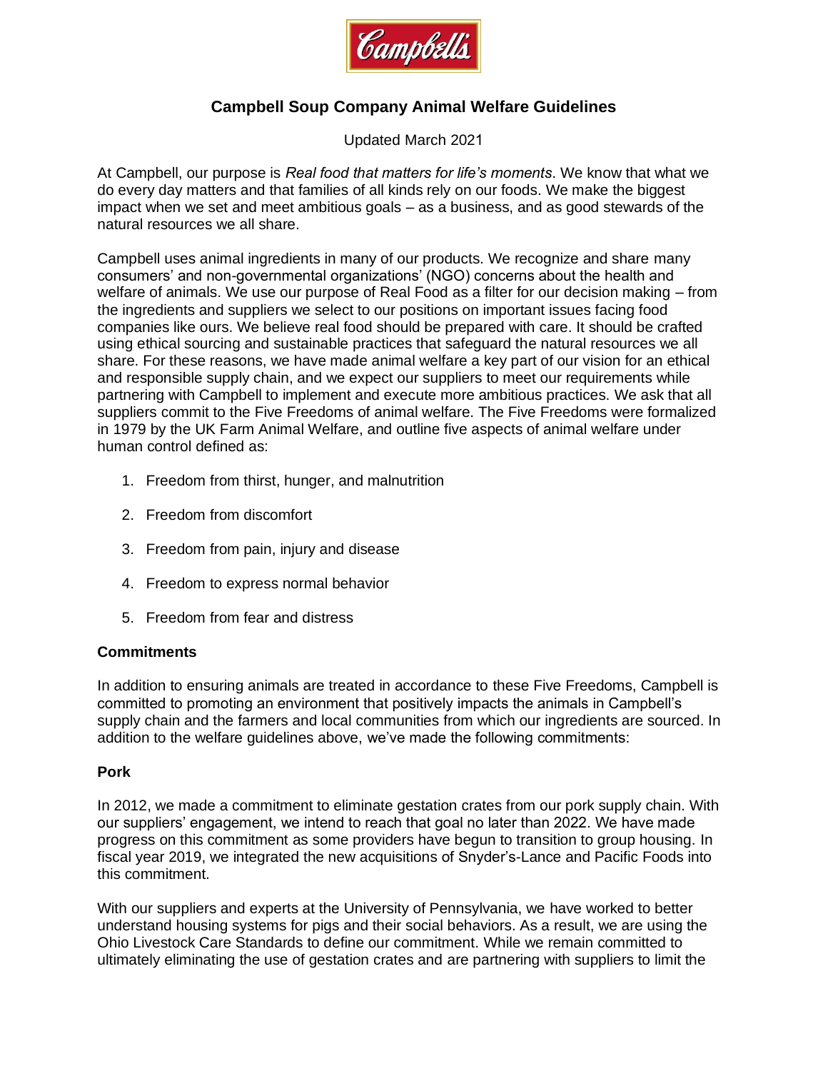# Campbell Soup Company Animal Welfare Guidelines

Updated March 2021

At Campbell, our purpose is *Real food that matters for life's moments*. We know that what we do every day matters and that families of all kinds rely on our foods. We make the biggest impact when we set and meet ambitious goals – as a business, and as good stewards of the natural resources we all share.

Campbell uses animal ingredients in many of our products. We recognize and share many consumers' and non-governmental organizations' (NGO) concerns about the health and welfare of animals. We use our purpose of Real Food as a filter for our decision making – from the ingredients and suppliers we select to our positions on important issues facing food companies like ours. We believe real food should be prepared with care. It should be crafted using ethical sourcing and sustainable practices that safeguard the natural resources we all share. For these reasons, we have made animal welfare a key part of our vision for an ethical and responsible supply chain, and we expect our suppliers to meet our requirements while partnering with Campbell to implement and execute more ambitious practices. We ask that all suppliers commit to the Five Freedoms of animal welfare. The Five Freedoms were formalized in 1979 by the UK Farm Animal Welfare, and outline five aspects of animal welfare under human control defined as:

1. Freedom from thirst, hunger, and malnutrition
2. Freedom from discomfort
3. Freedom from pain, injury and disease
4. Freedom to express normal behavior
5. Freedom from fear and distress

**Commitments**

In addition to ensuring animals are treated in accordance to these Five Freedoms, Campbell is committed to promoting an environment that positively impacts the animals in Campbell's supply chain and the farmers and local communities from which our ingredients are sourced. In addition to the welfare guidelines above, we've made the following commitments:

**Pork**

In 2012, we made a commitment to eliminate gestation crates from our pork supply chain. With our suppliers' engagement, we intend to reach that goal no later than 2022. We have made progress on this commitment as some providers have begun to transition to group housing. In fiscal year 2019, we integrated the new acquisitions of Snyder's-Lance and Pacific Foods into this commitment.

With our suppliers and experts at the University of Pennsylvania, we have worked to better understand housing systems for pigs and their social behaviors. As a result, we are using the Ohio Livestock Care Standards to define our commitment. While we remain committed to ultimately eliminating the use of gestation crates and are partnering with suppliers to limit the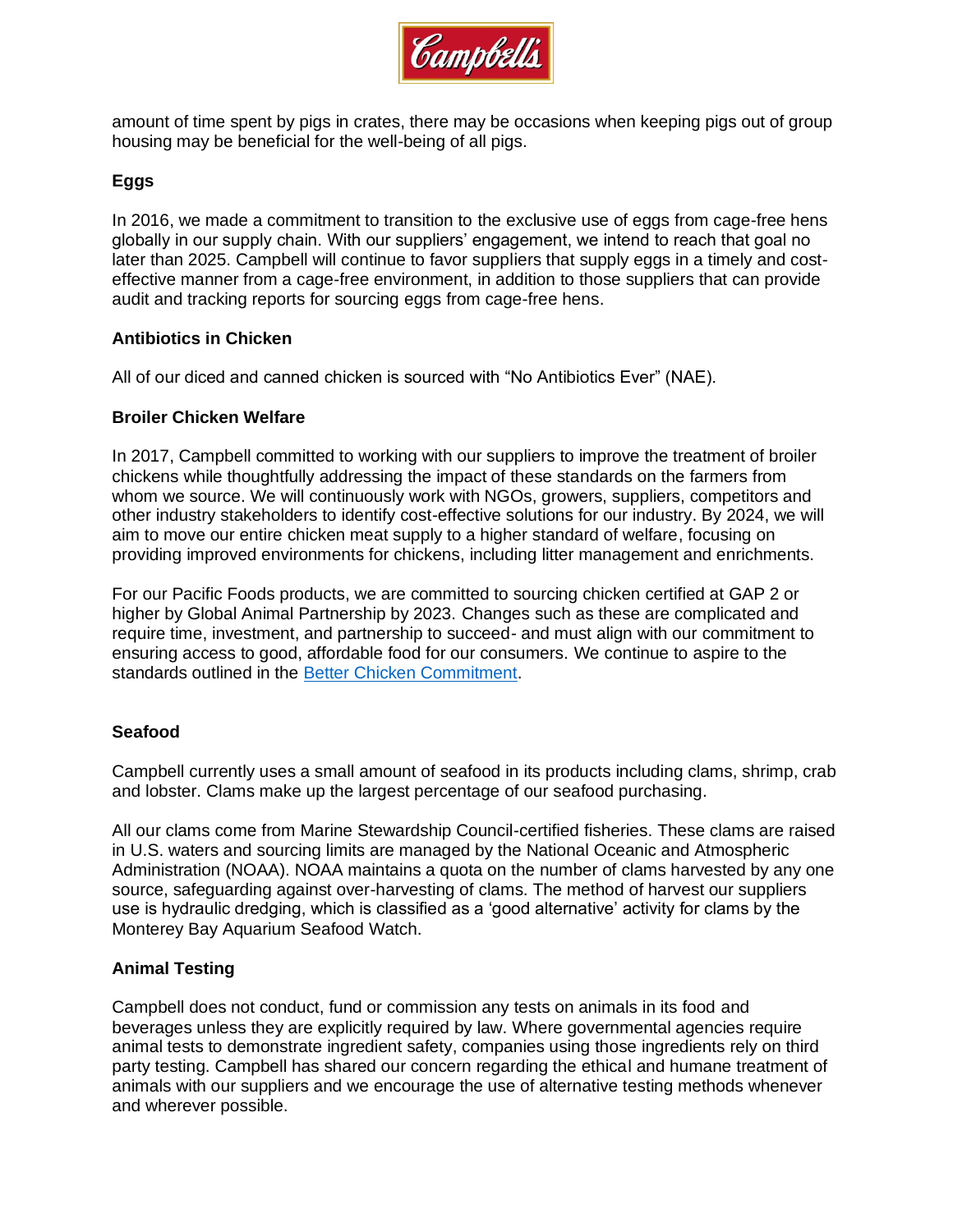amount of time spent by pigs in crates, there may be occasions when keeping pigs out of group housing may be beneficial for the well-being of all pigs.

**Eggs**

In 2016, we made a commitment to transition to the exclusive use of eggs from cage-free hens globally in our supply chain. With our suppliers' engagement, we intend to reach that goal no later than 2025. Campbell will continue to favor suppliers that supply eggs in a timely and cost-effective manner from a cage-free environment, in addition to those suppliers that can provide audit and tracking reports for sourcing eggs from cage-free hens.

**Antibiotics in Chicken**

All of our diced and canned chicken is sourced with "No Antibiotics Ever" (NAE).

**Broiler Chicken Welfare**

In 2017, Campbell committed to working with our suppliers to improve the treatment of broiler chickens while thoughtfully addressing the impact of these standards on the farmers from whom we source. We will continuously work with NGOs, growers, suppliers, competitors and other industry stakeholders to identify cost-effective solutions for our industry. By 2024, we will aim to move our entire chicken meat supply to a higher standard of welfare, focusing on providing improved environments for chickens, including litter management and enrichments.

For our Pacific Foods products, we are committed to sourcing chicken certified at GAP 2 or higher by Global Animal Partnership by 2023. Changes such as these are complicated and require time, investment, and partnership to succeed- and must align with our commitment to ensuring access to good, affordable food for our consumers. We continue to aspire to the standards outlined in the Better Chicken Commitment.

**Seafood**

Campbell currently uses a small amount of seafood in its products including clams, shrimp, crab and lobster. Clams make up the largest percentage of our seafood purchasing.

All our clams come from Marine Stewardship Council-certified fisheries. These clams are raised in U.S. waters and sourcing limits are managed by the National Oceanic and Atmospheric Administration (NOAA). NOAA maintains a quota on the number of clams harvested by any one source, safeguarding against over-harvesting of clams. The method of harvest our suppliers use is hydraulic dredging, which is classified as a 'good alternative' activity for clams by the Monterey Bay Aquarium Seafood Watch.

**Animal Testing**

Campbell does not conduct, fund or commission any tests on animals in its food and beverages unless they are explicitly required by law. Where governmental agencies require animal tests to demonstrate ingredient safety, companies using those ingredients rely on third party testing. Campbell has shared our concern regarding the ethical and humane treatment of animals with our suppliers and we encourage the use of alternative testing methods whenever and wherever possible.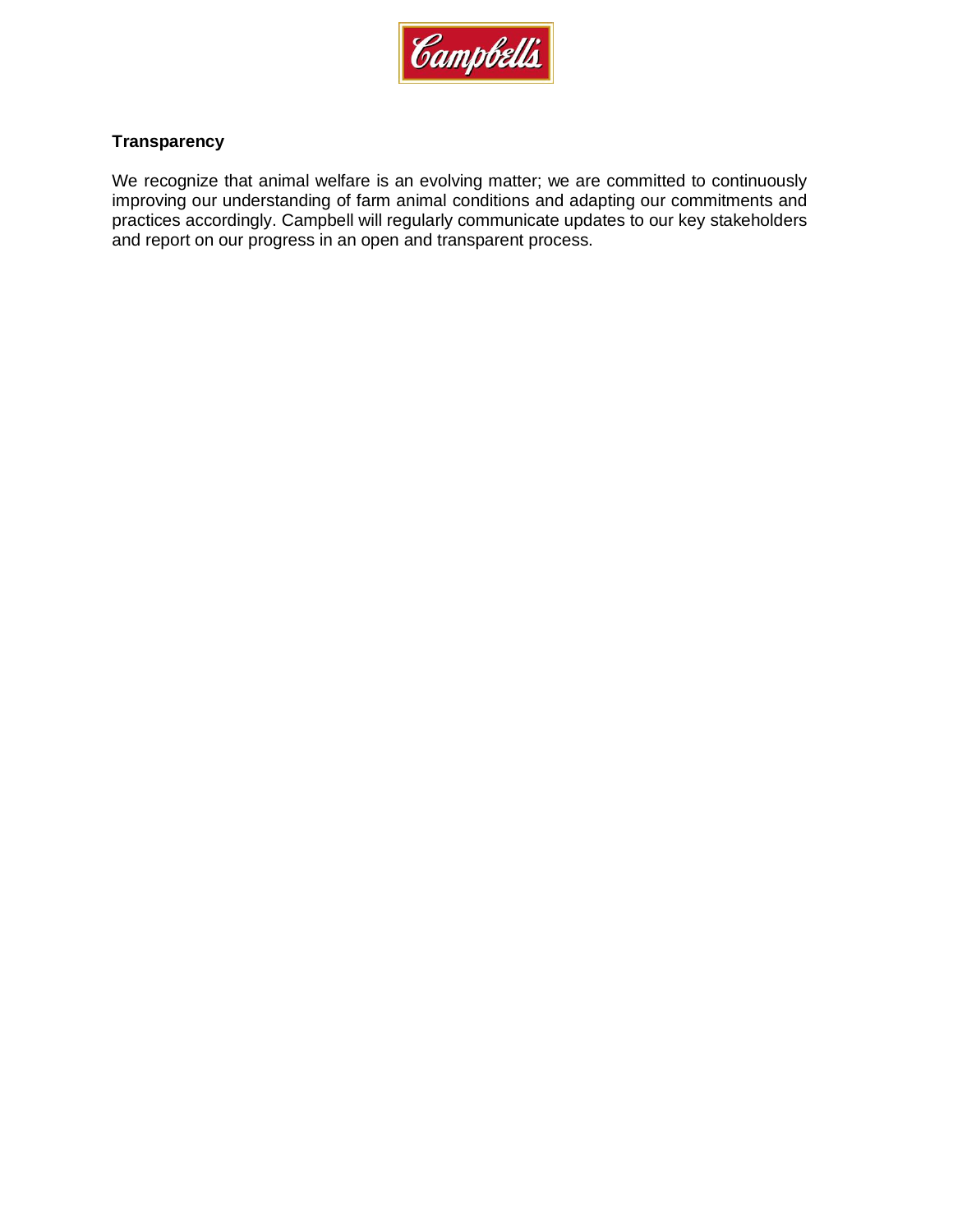**Transparency**

We recognize that animal welfare is an evolving matter; we are committed to continuously improving our understanding of farm animal conditions and adapting our commitments and practices accordingly. Campbell will regularly communicate updates to our key stakeholders and report on our progress in an open and transparent process.